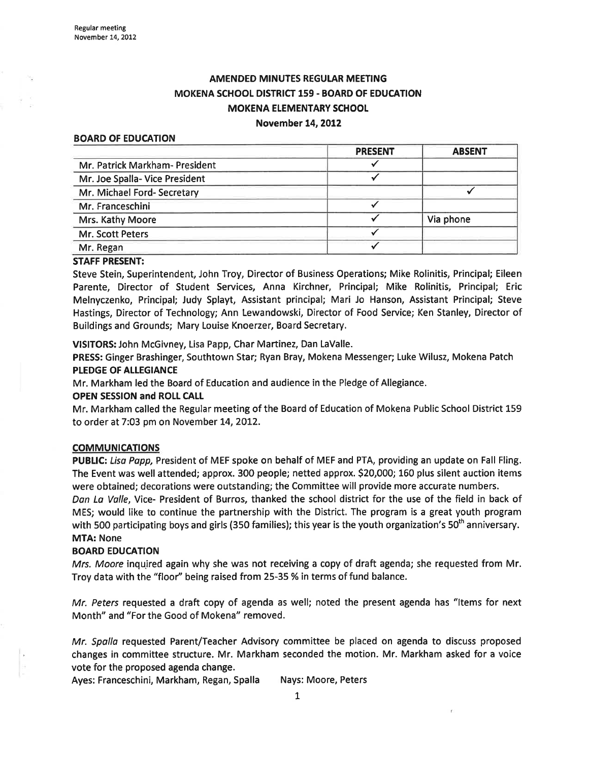# AMENDED MINUTES REGULAR MEETING
## MOKENA SCHOOL DISTRICT 159 - BOARD OF EDUCATION
## MOKENA ELEMENTARY SCHOOL
## November 14, 2012

**BOARD OF EDUCATION**

| | PRESENT | ABSENT |
|---|---|---|
| Mr. Patrick Markham- President | ✓ | |
| Mr. Joe Spalla- Vice President | ✓ | |
| Mr. Michael Ford- Secretary | | ✓ |
| Mr. Franceschini | ✓ | |
| Mrs. Kathy Moore | ✓ | Via phone |
| Mr. Scott Peters | ✓ | |
| Mr. Regan | ✓ | |

**STAFF PRESENT:**
Steve Stein, Superintendent, John Troy, Director of Business Operations; Mike Rolinitis, Principal; Eileen Parente, Director of Student Services, Anna Kirchner, Principal; Mike Rolinitis, Principal; Eric Melnyczenko, Principal; Judy Splayt, Assistant principal; Mari Jo Hanson, Assistant Principal; Steve Hastings, Director of Technology; Ann Lewandowski, Director of Food Service; Ken Stanley, Director of Buildings and Grounds; Mary Louise Knoerzer, Board Secretary.

**VISITORS:** John McGivney, Lisa Papp, Char Martinez, Dan LaValle.

**PRESS:** Ginger Brashinger, Southtown Star; Ryan Bray, Mokena Messenger; Luke Wilusz, Mokena Patch

**PLEDGE OF ALLEGIANCE**

Mr. Markham led the Board of Education and audience in the Pledge of Allegiance.

**OPEN SESSION and ROLL CALL**

Mr. Markham called the Regular meeting of the Board of Education of Mokena Public School District 159 to order at 7:03 pm on November 14, 2012.

**COMMUNICATIONS**

**PUBLIC:** *Lisa Papp,* President of MEF spoke on behalf of MEF and PTA, providing an update on Fall Fling. The Event was well attended; approx. 300 people; netted approx. $20,000; 160 plus silent auction items were obtained; decorations were outstanding; the Committee will provide more accurate numbers.

*Dan La Valle*, Vice- President of Burros, thanked the school district for the use of the field in back of MES; would like to continue the partnership with the District. The program is a great youth program with 500 participating boys and girls (350 families); this year is the youth organization's 50th anniversary.

**MTA:** None

**BOARD EDUCATION**

*Mrs. Moore* inquired again why she was not receiving a copy of draft agenda; she requested from Mr. Troy data with the "floor" being raised from 25-35 % in terms of fund balance.

*Mr. Peters* requested a draft copy of agenda as well; noted the present agenda has "Items for next Month" and "For the Good of Mokena" removed.

*Mr. Spalla* requested Parent/Teacher Advisory committee be placed on agenda to discuss proposed changes in committee structure. Mr. Markham seconded the motion. Mr. Markham asked for a voice vote for the proposed agenda change.

Ayes: Franceschini, Markham, Regan, Spalla  Nays: Moore, Peters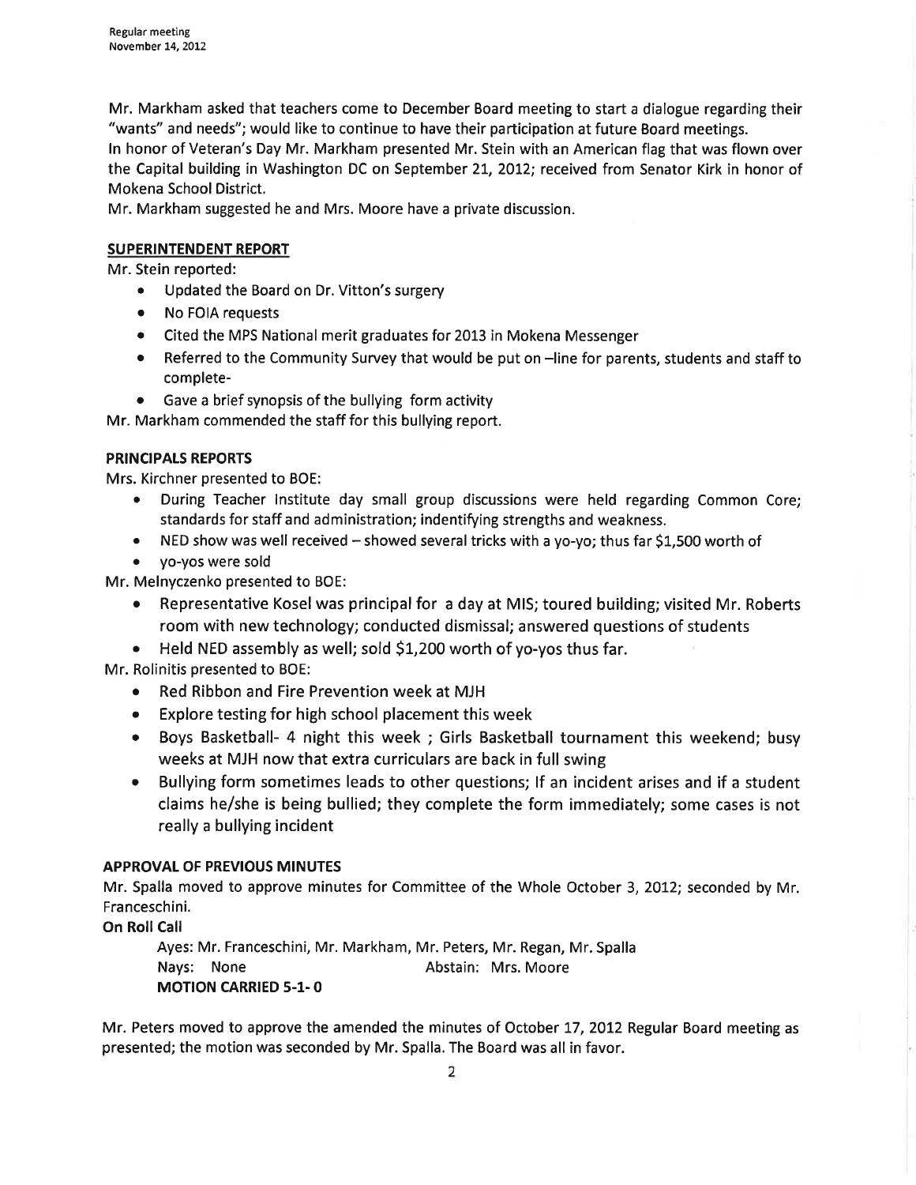Mr. Markham asked that teachers come to December Board meeting to start a dialogue regarding their "wants" and needs"; would like to continue to have their participation at future Board meetings.
In honor of Veteran's Day Mr. Markham presented Mr. Stein with an American flag that was flown over the Capital building in Washington DC on September 21, 2012; received from Senator Kirk in honor of Mokena School District.
Mr. Markham suggested he and Mrs. Moore have a private discussion.

**SUPERINTENDENT REPORT**

Mr. Stein reported:

- Updated the Board on Dr. Vitton's surgery
- No FOIA requests
- Cited the MPS National merit graduates for 2013 in Mokena Messenger
- Referred to the Community Survey that would be put on –line for parents, students and staff to complete-
- Gave a brief synopsis of the bullying form activity

Mr. Markham commended the staff for this bullying report.

**PRINCIPALS REPORTS**

Mrs. Kirchner presented to BOE:

- During Teacher Institute day small group discussions were held regarding Common Core; standards for staff and administration; indentifying strengths and weakness.
- NED show was well received – showed several tricks with a yo-yo; thus far $1,500 worth of
- yo-yos were sold

Mr. Melnyczenko presented to BOE:

- Representative Kosel was principal for a day at MIS; toured building; visited Mr. Roberts room with new technology; conducted dismissal; answered questions of students
- Held NED assembly as well; sold $1,200 worth of yo-yos thus far.

Mr. Rolinitis presented to BOE:

- Red Ribbon and Fire Prevention week at MJH
- Explore testing for high school placement this week
- Boys Basketball- 4 night this week ; Girls Basketball tournament this weekend; busy weeks at MJH now that extra curriculars are back in full swing
- Bullying form sometimes leads to other questions; If an incident arises and if a student claims he/she is being bullied; they complete the form immediately; some cases is not really a bullying incident

**APPROVAL OF PREVIOUS MINUTES**

Mr. Spalla moved to approve minutes for Committee of the Whole October 3, 2012; seconded by Mr. Franceschini.

**On Roll Call**

Ayes: Mr. Franceschini, Mr. Markham, Mr. Peters, Mr. Regan, Mr. Spalla
Nays: None Abstain: Mrs. Moore
**MOTION CARRIED 5-1- 0**

Mr. Peters moved to approve the amended the minutes of October 17, 2012 Regular Board meeting as presented; the motion was seconded by Mr. Spalla. The Board was all in favor.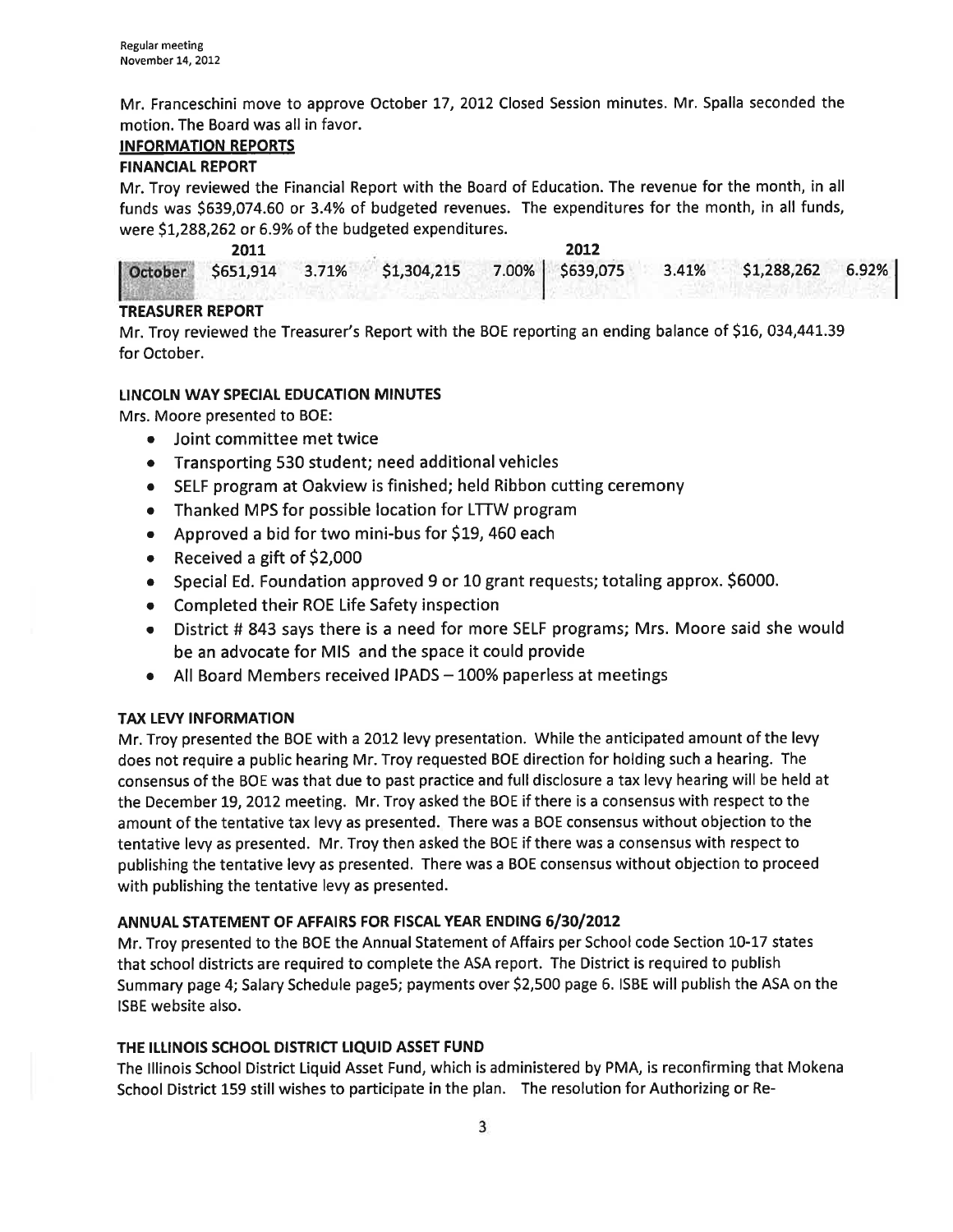Mr. Franceschini move to approve October 17, 2012 Closed Session minutes. Mr. Spalla seconded the motion. The Board was all in favor.

**INFORMATION REPORTS**

**FINANCIAL REPORT**

Mr. Troy reviewed the Financial Report with the Board of Education. The revenue for the month, in all funds was $639,074.60 or 3.4% of budgeted revenues. The expenditures for the month, in all funds, were $1,288,262 or 6.9% of the budgeted expenditures.

| | 2011 | | | | 2012 | | | |
|---|---|---|---|---|---|---|---|---|
| October | $651,914 | 3.71% | $1,304,215 | 7.00% | $639,075 | 3.41% | $1,288,262 | 6.92% |

**TREASURER REPORT**

Mr. Troy reviewed the Treasurer's Report with the BOE reporting an ending balance of $16, 034,441.39 for October.

**LINCOLN WAY SPECIAL EDUCATION MINUTES**

Mrs. Moore presented to BOE:

- Joint committee met twice
- Transporting 530 student; need additional vehicles
- SELF program at Oakview is finished; held Ribbon cutting ceremony
- Thanked MPS for possible location for LTTW program
- Approved a bid for two mini-bus for $19, 460 each
- Received a gift of $2,000
- Special Ed. Foundation approved 9 or 10 grant requests; totaling approx. $6000.
- Completed their ROE Life Safety inspection
- District # 843 says there is a need for more SELF programs; Mrs. Moore said she would be an advocate for MIS and the space it could provide
- All Board Members received IPADS – 100% paperless at meetings

**TAX LEVY INFORMATION**

Mr. Troy presented the BOE with a 2012 levy presentation. While the anticipated amount of the levy does not require a public hearing Mr. Troy requested BOE direction for holding such a hearing. The consensus of the BOE was that due to past practice and full disclosure a tax levy hearing will be held at the December 19, 2012 meeting. Mr. Troy asked the BOE if there is a consensus with respect to the amount of the tentative tax levy as presented. There was a BOE consensus without objection to the tentative levy as presented. Mr. Troy then asked the BOE if there was a consensus with respect to publishing the tentative levy as presented. There was a BOE consensus without objection to proceed with publishing the tentative levy as presented.

**ANNUAL STATEMENT OF AFFAIRS FOR FISCAL YEAR ENDING 6/30/2012**

Mr. Troy presented to the BOE the Annual Statement of Affairs per School code Section 10-17 states that school districts are required to complete the ASA report. The District is required to publish Summary page 4; Salary Schedule page5; payments over $2,500 page 6. ISBE will publish the ASA on the ISBE website also.

**THE ILLINOIS SCHOOL DISTRICT LIQUID ASSET FUND**

The Illinois School District Liquid Asset Fund, which is administered by PMA, is reconfirming that Mokena School District 159 still wishes to participate in the plan. The resolution for Authorizing or Re-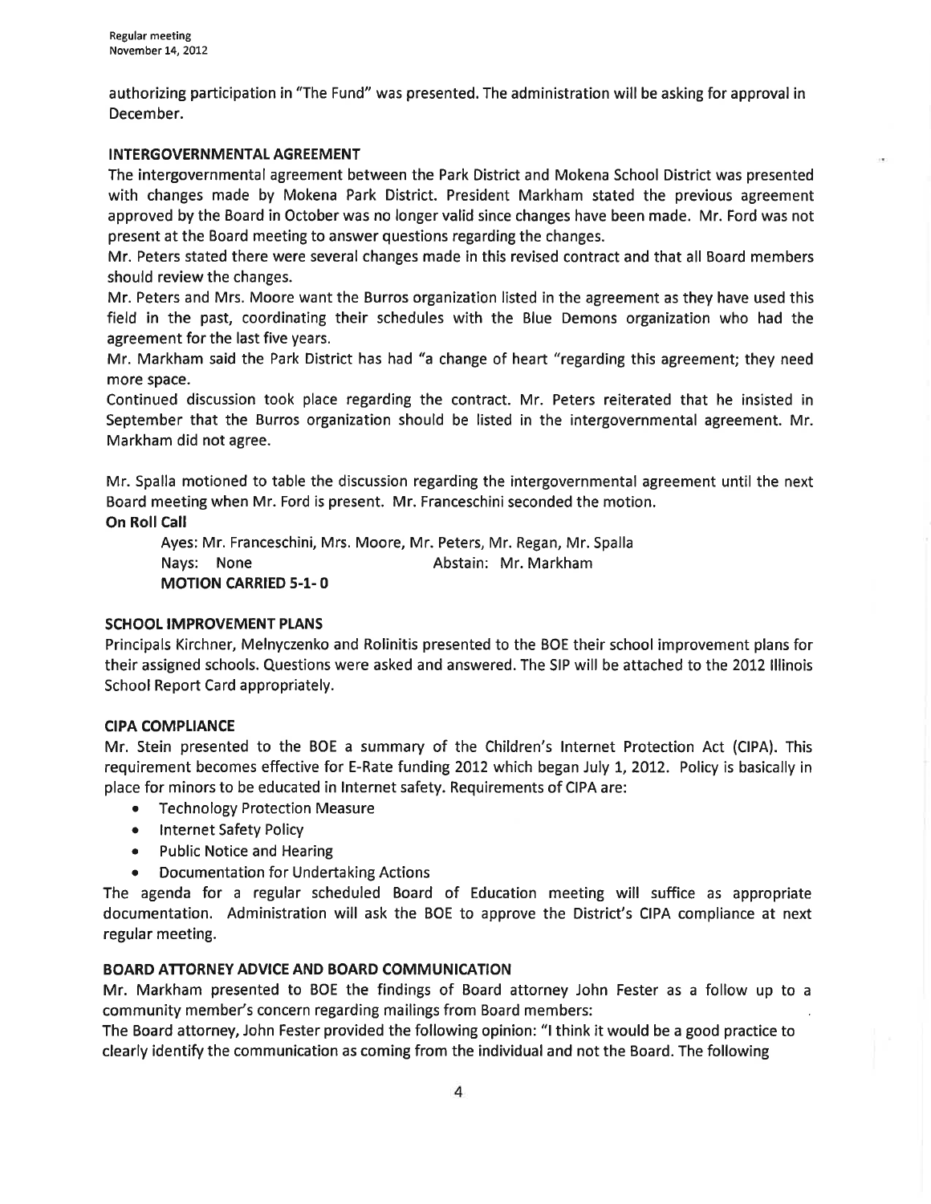authorizing participation in "The Fund" was presented. The administration will be asking for approval in December.

### INTERGOVERNMENTAL AGREEMENT

The intergovernmental agreement between the Park District and Mokena School District was presented with changes made by Mokena Park District. President Markham stated the previous agreement approved by the Board in October was no longer valid since changes have been made. Mr. Ford was not present at the Board meeting to answer questions regarding the changes.

Mr. Peters stated there were several changes made in this revised contract and that all Board members should review the changes.

Mr. Peters and Mrs. Moore want the Burros organization listed in the agreement as they have used this field in the past, coordinating their schedules with the Blue Demons organization who had the agreement for the last five years.

Mr. Markham said the Park District has had "a change of heart "regarding this agreement; they need more space.

Continued discussion took place regarding the contract. Mr. Peters reiterated that he insisted in September that the Burros organization should be listed in the intergovernmental agreement. Mr. Markham did not agree.

Mr. Spalla motioned to table the discussion regarding the intergovernmental agreement until the next Board meeting when Mr. Ford is present. Mr. Franceschini seconded the motion.

**On Roll Call**

Ayes: Mr. Franceschini, Mrs. Moore, Mr. Peters, Mr. Regan, Mr. Spalla
Nays: None Abstain: Mr. Markham
**MOTION CARRIED 5-1- 0**

### SCHOOL IMPROVEMENT PLANS

Principals Kirchner, Melnyczenko and Rolinitis presented to the BOE their school improvement plans for their assigned schools. Questions were asked and answered. The SIP will be attached to the 2012 Illinois School Report Card appropriately.

### CIPA COMPLIANCE

Mr. Stein presented to the BOE a summary of the Children's Internet Protection Act (CIPA). This requirement becomes effective for E-Rate funding 2012 which began July 1, 2012. Policy is basically in place for minors to be educated in Internet safety. Requirements of CIPA are:

- Technology Protection Measure
- Internet Safety Policy
- Public Notice and Hearing
- Documentation for Undertaking Actions

The agenda for a regular scheduled Board of Education meeting will suffice as appropriate documentation. Administration will ask the BOE to approve the District's CIPA compliance at next regular meeting.

### BOARD ATTORNEY ADVICE AND BOARD COMMUNICATION

Mr. Markham presented to BOE the findings of Board attorney John Fester as a follow up to a community member's concern regarding mailings from Board members:

The Board attorney, John Fester provided the following opinion: "I think it would be a good practice to clearly identify the communication as coming from the individual and not the Board. The following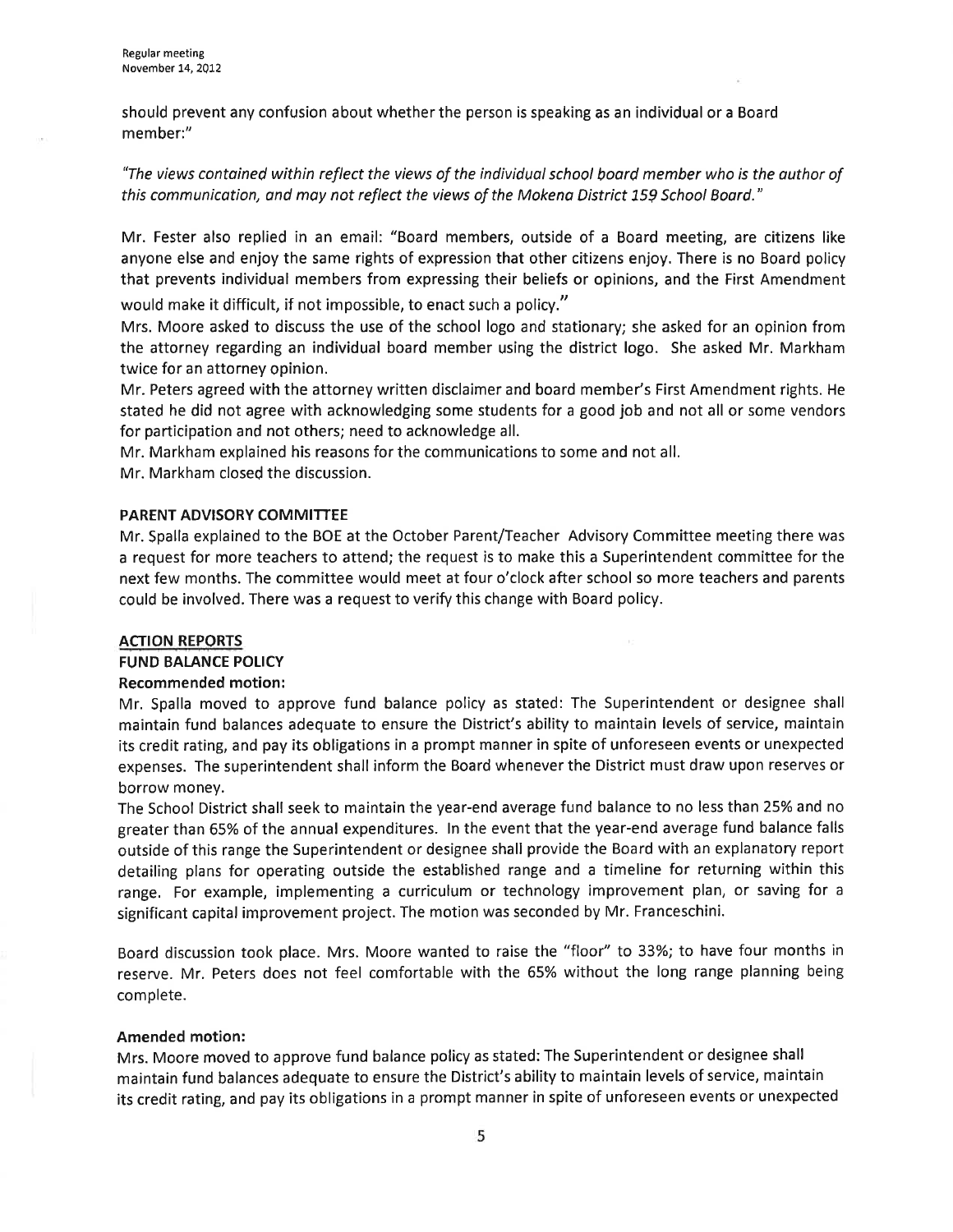should prevent any confusion about whether the person is speaking as an individual or a Board member:"

*"The views contained within reflect the views of the individual school board member who is the author of this communication, and may not reflect the views of the Mokena District 159 School Board."*

Mr. Fester also replied in an email: "Board members, outside of a Board meeting, are citizens like anyone else and enjoy the same rights of expression that other citizens enjoy. There is no Board policy that prevents individual members from expressing their beliefs or opinions, and the First Amendment would make it difficult, if not impossible, to enact such a policy."

Mrs. Moore asked to discuss the use of the school logo and stationary; she asked for an opinion from the attorney regarding an individual board member using the district logo. She asked Mr. Markham twice for an attorney opinion.

Mr. Peters agreed with the attorney written disclaimer and board member's First Amendment rights. He stated he did not agree with acknowledging some students for a good job and not all or some vendors for participation and not others; need to acknowledge all.

Mr. Markham explained his reasons for the communications to some and not all.

Mr. Markham closed the discussion.

**PARENT ADVISORY COMMITTEE**

Mr. Spalla explained to the BOE at the October Parent/Teacher Advisory Committee meeting there was a request for more teachers to attend; the request is to make this a Superintendent committee for the next few months. The committee would meet at four o'clock after school so more teachers and parents could be involved. There was a request to verify this change with Board policy.

**ACTION REPORTS**

**FUND BALANCE POLICY**

**Recommended motion:**

Mr. Spalla moved to approve fund balance policy as stated: The Superintendent or designee shall maintain fund balances adequate to ensure the District's ability to maintain levels of service, maintain its credit rating, and pay its obligations in a prompt manner in spite of unforeseen events or unexpected expenses. The superintendent shall inform the Board whenever the District must draw upon reserves or borrow money.

The School District shall seek to maintain the year-end average fund balance to no less than 25% and no greater than 65% of the annual expenditures. In the event that the year-end average fund balance falls outside of this range the Superintendent or designee shall provide the Board with an explanatory report detailing plans for operating outside the established range and a timeline for returning within this range. For example, implementing a curriculum or technology improvement plan, or saving for a significant capital improvement project. The motion was seconded by Mr. Franceschini.

Board discussion took place. Mrs. Moore wanted to raise the "floor" to 33%; to have four months in reserve. Mr. Peters does not feel comfortable with the 65% without the long range planning being complete.

**Amended motion:**

Mrs. Moore moved to approve fund balance policy as stated: The Superintendent or designee shall maintain fund balances adequate to ensure the District's ability to maintain levels of service, maintain its credit rating, and pay its obligations in a prompt manner in spite of unforeseen events or unexpected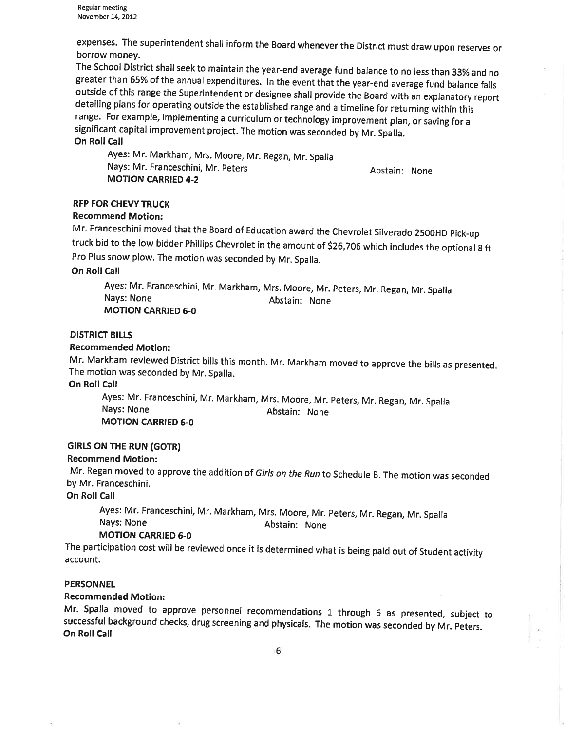expenses. The superintendent shall inform the Board whenever the District must draw upon reserves or borrow money.

The School District shall seek to maintain the year-end average fund balance to no less than 33% and no greater than 65% of the annual expenditures. In the event that the year-end average fund balance falls outside of this range the Superintendent or designee shall provide the Board with an explanatory report detailing plans for operating outside the established range and a timeline for returning within this range. For example, implementing a curriculum or technology improvement plan, or saving for a significant capital improvement project. The motion was seconded by Mr. Spalla.

**On Roll Call**

Ayes: Mr. Markham, Mrs. Moore, Mr. Regan, Mr. Spalla
Nays: Mr. Franceschini, Mr. Peters Abstain: None
**MOTION CARRIED 4-2**

**RFP FOR CHEVY TRUCK**

**Recommend Motion:**

Mr. Franceschini moved that the Board of Education award the Chevrolet Silverado 2500HD Pick-up truck bid to the low bidder Phillips Chevrolet in the amount of $26,706 which includes the optional 8 ft Pro Plus snow plow. The motion was seconded by Mr. Spalla.

**On Roll Call**

Ayes: Mr. Franceschini, Mr. Markham, Mrs. Moore, Mr. Peters, Mr. Regan, Mr. Spalla
Nays: None Abstain: None
**MOTION CARRIED 6-0**

**DISTRICT BILLS**

**Recommended Motion:**

Mr. Markham reviewed District bills this month. Mr. Markham moved to approve the bills as presented. The motion was seconded by Mr. Spalla.

**On Roll Call**

Ayes: Mr. Franceschini, Mr. Markham, Mrs. Moore, Mr. Peters, Mr. Regan, Mr. Spalla
Nays: None Abstain: None
**MOTION CARRIED 6-0**

**GIRLS ON THE RUN (GOTR)**

**Recommend Motion:**

Mr. Regan moved to approve the addition of *Girls on the Run* to Schedule B. The motion was seconded by Mr. Franceschini.

**On Roll Call**

Ayes: Mr. Franceschini, Mr. Markham, Mrs. Moore, Mr. Peters, Mr. Regan, Mr. Spalla
Nays: None Abstain: None
**MOTION CARRIED 6-0**

The participation cost will be reviewed once it is determined what is being paid out of Student activity account.

**PERSONNEL**

**Recommended Motion:**

Mr. Spalla moved to approve personnel recommendations 1 through 6 as presented, subject to successful background checks, drug screening and physicals. The motion was seconded by Mr. Peters.

**On Roll Call**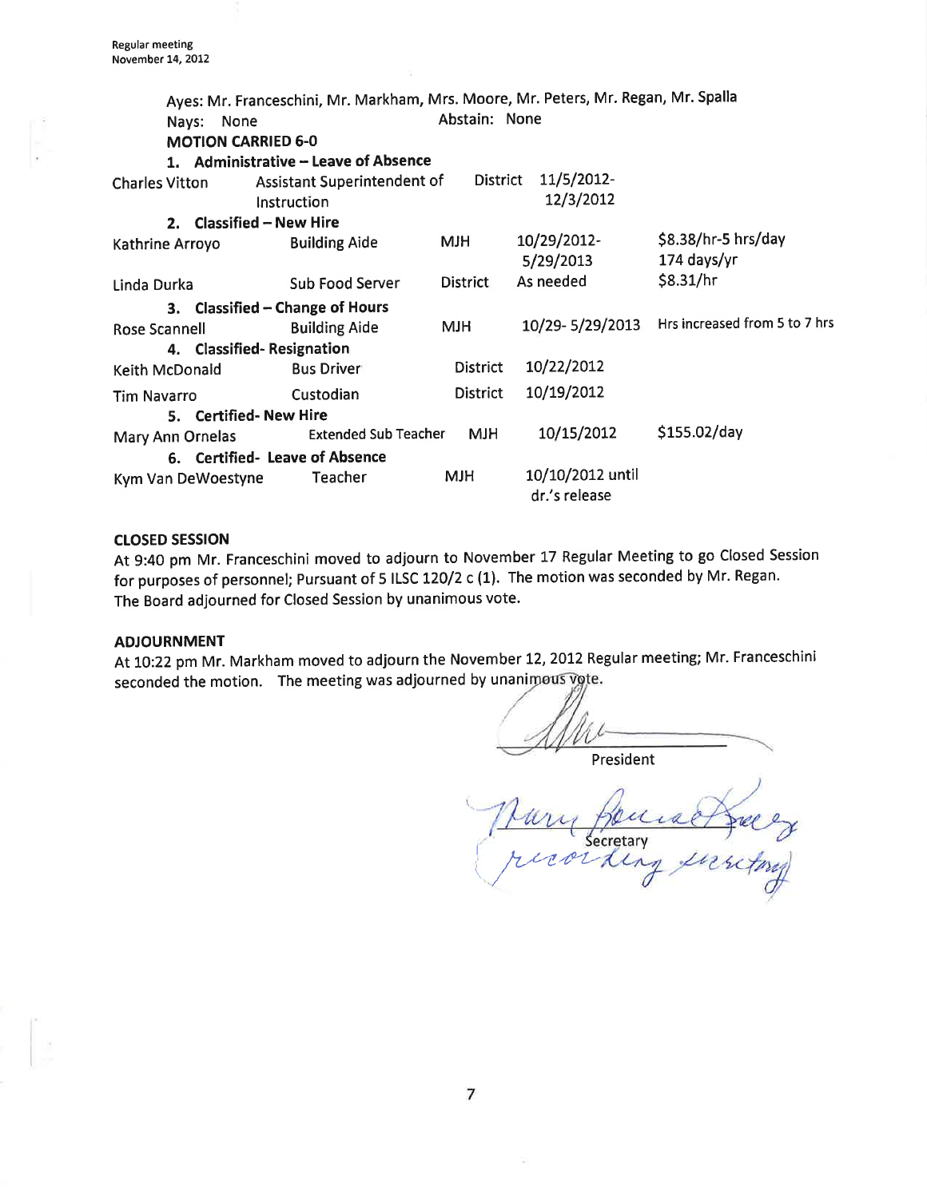Ayes: Mr. Franceschini, Mr. Markham, Mrs. Moore, Mr. Peters, Mr. Regan, Mr. Spalla

Nays: None Abstain: None

**MOTION CARRIED 6-0**

**1. Administrative – Leave of Absence**

| | | | | |
|---|---|---|---|---|
| Charles Vitton | Assistant Superintendent of Instruction | District | 11/5/2012-12/3/2012 | |

**2. Classified – New Hire**

| | | | | |
|---|---|---|---|---|
| Kathrine Arroyo | Building Aide | MJH | 10/29/2012-5/29/2013 | $8.38/hr-5 hrs/day 174 days/yr |
| Linda Durka | Sub Food Server | District | As needed | $8.31/hr |

**3. Classified – Change of Hours**

| | | | | |
|---|---|---|---|---|
| Rose Scannell | Building Aide | MJH | 10/29- 5/29/2013 | Hrs increased from 5 to 7 hrs |

**4. Classified- Resignation**

| | | | |
|---|---|---|---|
| Keith McDonald | Bus Driver | District | 10/22/2012 |
| Tim Navarro | Custodian | District | 10/19/2012 |

**5. Certified- New Hire**

| | | | | |
|---|---|---|---|---|
| Mary Ann Ornelas | Extended Sub Teacher | MJH | 10/15/2012 | $155.02/day |

**6. Certified- Leave of Absence**

| | | | |
|---|---|---|---|
| Kym Van DeWoestyne | Teacher | MJH | 10/10/2012 until dr.'s release |

**CLOSED SESSION**

At 9:40 pm Mr. Franceschini moved to adjourn to November 17 Regular Meeting to go Closed Session for purposes of personnel; Pursuant of 5 ILSC 120/2 c (1). The motion was seconded by Mr. Regan. The Board adjourned for Closed Session by unanimous vote.

**ADJOURNMENT**

At 10:22 pm Mr. Markham moved to adjourn the November 12, 2012 Regular meeting; Mr. Franceschini seconded the motion. The meeting was adjourned by unanimous vote.

President

Secretary

Mary Bouiadjiev recording secretary